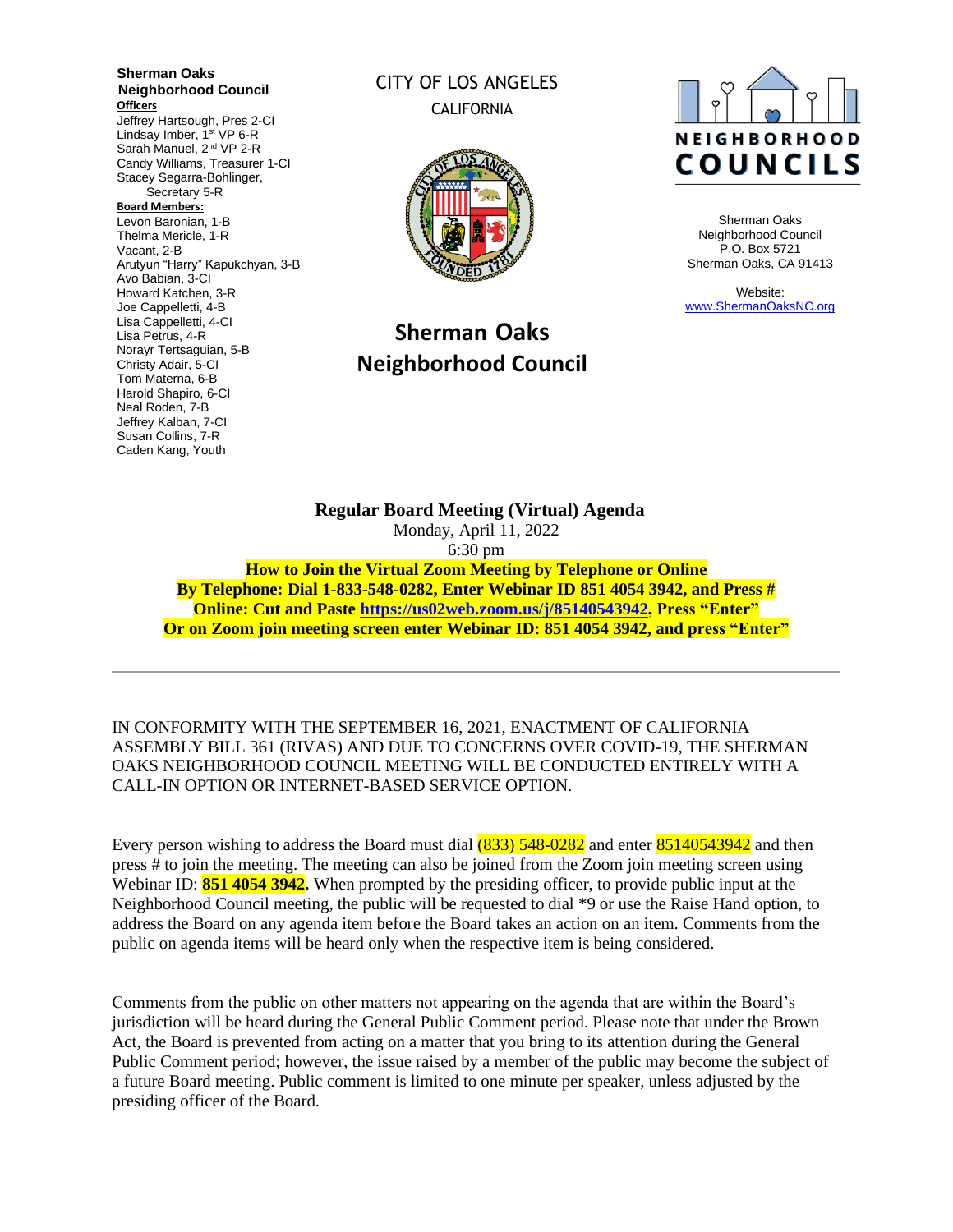**Sherman Oaks Neighborhood Council**

**Officers**

Jeffrey Hartsough, Pres 2-CI
Lindsay Imber, 1st VP 6-R
Sarah Manuel, 2nd VP 2-R
Candy Williams, Treasurer 1-CI
Stacey Segarra-Bohlinger, Secretary 5-R

**Board Members:**

Levon Baronian, 1-B
Thelma Mericle, 1-R
Vacant, 2-B
Arutyun "Harry" Kapukchyan, 3-B
Avo Babian, 3-CI
Howard Katchen, 3-R
Joe Cappelletti, 4-B
Lisa Cappelletti, 4-CI
Lisa Petrus, 4-R
Norayr Tertsaguian, 5-B
Christy Adair, 5-CI
Tom Materna, 6-B
Harold Shapiro, 6-CI
Neal Roden, 7-B
Jeffrey Kalban, 7-CI
Susan Collins, 7-R
Caden Kang, Youth

CITY OF LOS ANGELES
CALIFORNIA

# Sherman Oaks Neighborhood Council

NEIGHBORHOOD COUNCILS

Sherman Oaks Neighborhood Council
P.O. Box 5721
Sherman Oaks, CA 91413

Website:
www.ShermanOaksNC.org

---

**Regular Board Meeting (Virtual) Agenda**
Monday, April 11, 2022
6:30 pm

**How to Join the Virtual Zoom Meeting by Telephone or Online**
**By Telephone: Dial 1-833-548-0282, Enter Webinar ID 851 4054 3942, and Press #**
**Online: Cut and Paste https://us02web.zoom.us/j/85140543942, Press "Enter"**
**Or on Zoom join meeting screen enter Webinar ID: 851 4054 3942, and press "Enter"**

---

IN CONFORMITY WITH THE SEPTEMBER 16, 2021, ENACTMENT OF CALIFORNIA ASSEMBLY BILL 361 (RIVAS) AND DUE TO CONCERNS OVER COVID-19, THE SHERMAN OAKS NEIGHBORHOOD COUNCIL MEETING WILL BE CONDUCTED ENTIRELY WITH A CALL-IN OPTION OR INTERNET-BASED SERVICE OPTION.

Every person wishing to address the Board must dial (833) 548-0282 and enter 85140543942 and then press # to join the meeting. The meeting can also be joined from the Zoom join meeting screen using Webinar ID: **851 4054 3942.** When prompted by the presiding officer, to provide public input at the Neighborhood Council meeting, the public will be requested to dial *9 or use the Raise Hand option, to address the Board on any agenda item before the Board takes an action on an item. Comments from the public on agenda items will be heard only when the respective item is being considered.

Comments from the public on other matters not appearing on the agenda that are within the Board's jurisdiction will be heard during the General Public Comment period. Please note that under the Brown Act, the Board is prevented from acting on a matter that you bring to its attention during the General Public Comment period; however, the issue raised by a member of the public may become the subject of a future Board meeting. Public comment is limited to one minute per speaker, unless adjusted by the presiding officer of the Board.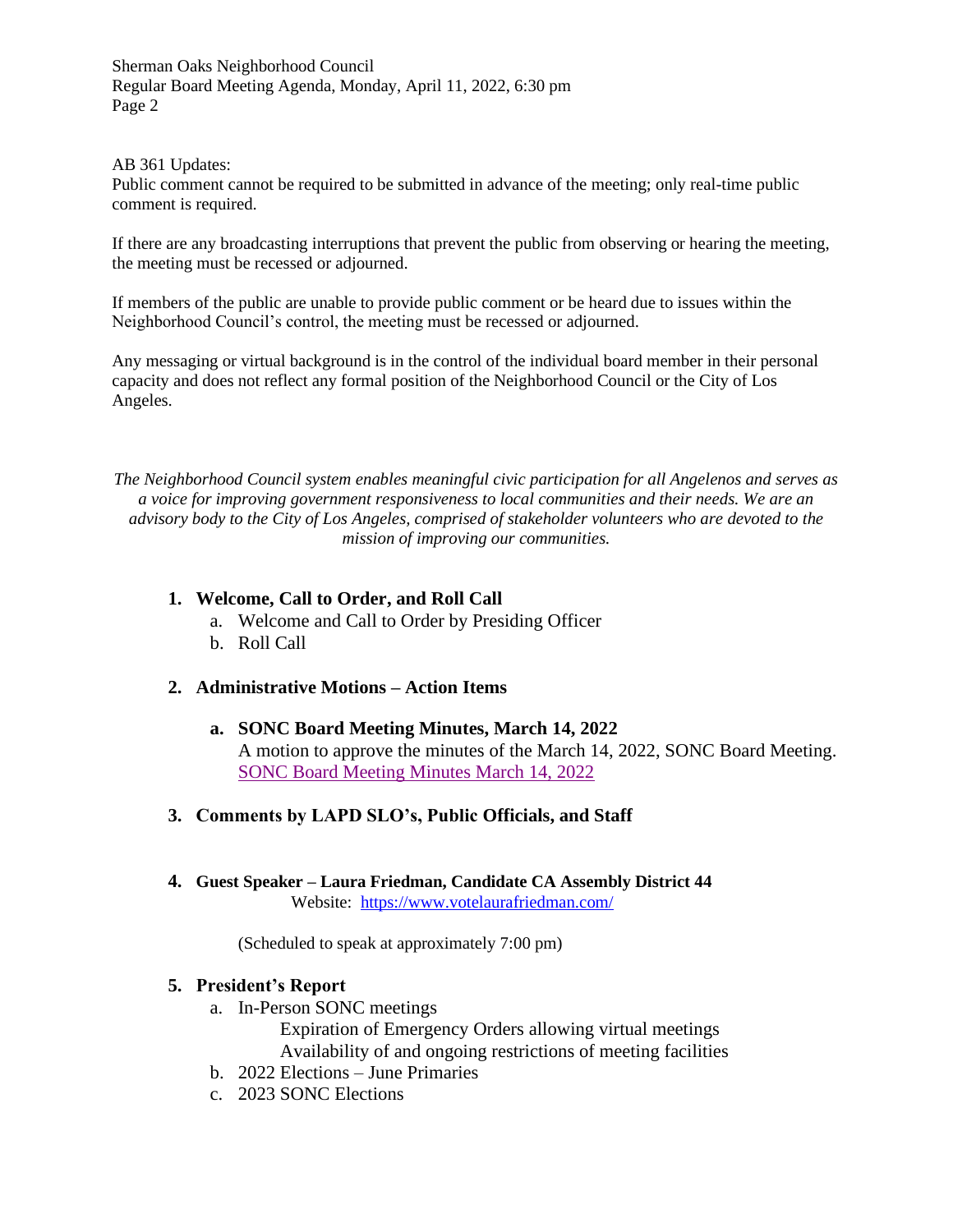AB 361 Updates:
Public comment cannot be required to be submitted in advance of the meeting; only real-time public comment is required.

If there are any broadcasting interruptions that prevent the public from observing or hearing the meeting, the meeting must be recessed or adjourned.

If members of the public are unable to provide public comment or be heard due to issues within the Neighborhood Council's control, the meeting must be recessed or adjourned.

Any messaging or virtual background is in the control of the individual board member in their personal capacity and does not reflect any formal position of the Neighborhood Council or the City of Los Angeles.

*The Neighborhood Council system enables meaningful civic participation for all Angelenos and serves as a voice for improving government responsiveness to local communities and their needs. We are an advisory body to the City of Los Angeles, comprised of stakeholder volunteers who are devoted to the mission of improving our communities.*

1. **Welcome, Call to Order, and Roll Call**
   a. Welcome and Call to Order by Presiding Officer
   b. Roll Call

2. **Administrative Motions – Action Items**

   a. **SONC Board Meeting Minutes, March 14, 2022**
   A motion to approve the minutes of the March 14, 2022, SONC Board Meeting.
   [SONC Board Meeting Minutes March 14, 2022]()

3. **Comments by LAPD SLO's, Public Officials, and Staff**

4. **Guest Speaker – Laura Friedman, Candidate CA Assembly District 44**
   Website: [https://www.votelaurafriedman.com/](https://www.votelaurafriedman.com/)

   (Scheduled to speak at approximately 7:00 pm)

5. **President's Report**
   a. In-Person SONC meetings
      Expiration of Emergency Orders allowing virtual meetings
      Availability of and ongoing restrictions of meeting facilities
   b. 2022 Elections – June Primaries
   c. 2023 SONC Elections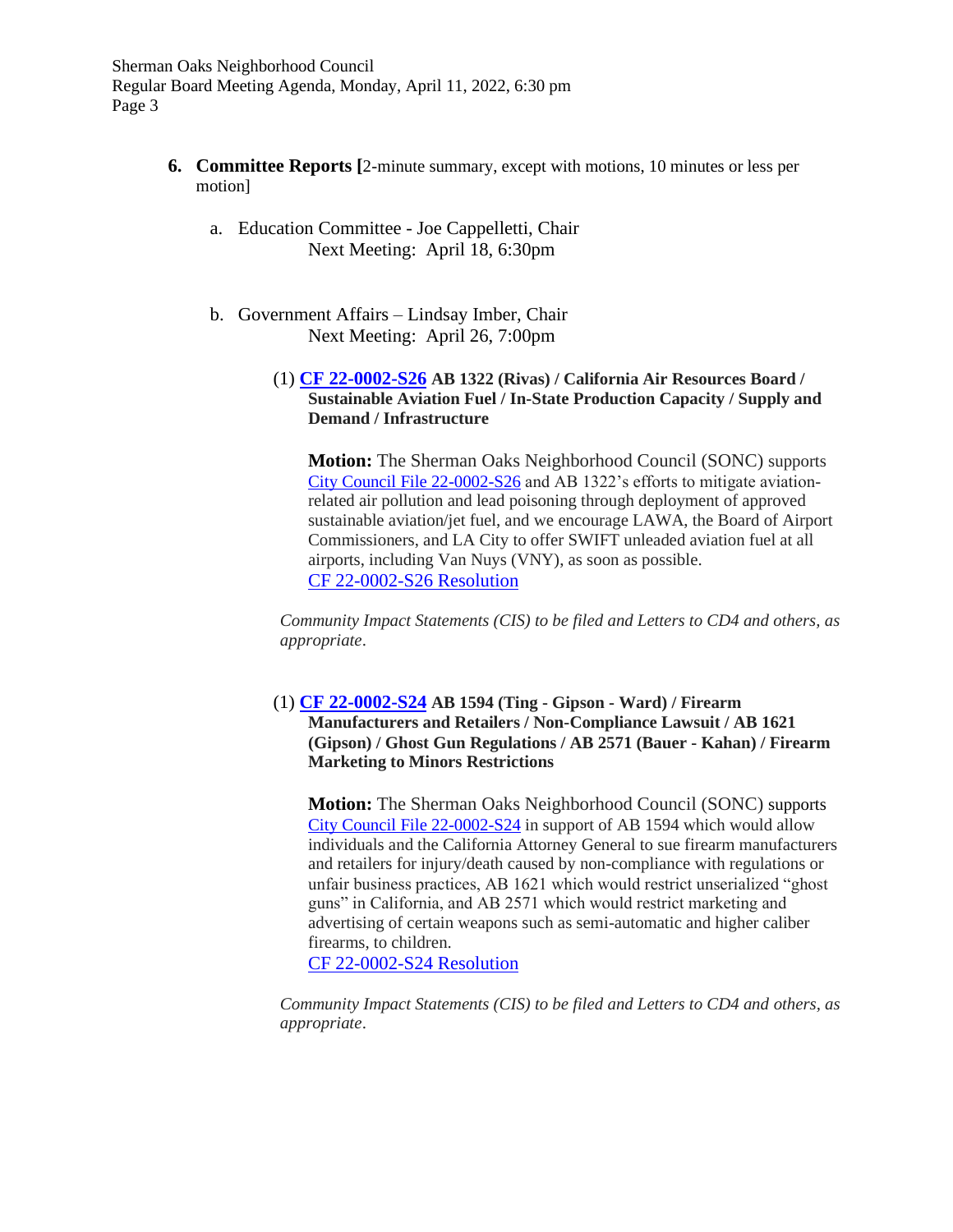6. **Committee Reports [**2-minute summary, except with motions, 10 minutes or less per motion]

   a. Education Committee - Joe Cappelletti, Chair
      Next Meeting: April 18, 6:30pm

   b. Government Affairs – Lindsay Imber, Chair
      Next Meeting: April 26, 7:00pm

      (1) **CF 22-0002-S26 AB 1322 (Rivas) / California Air Resources Board / Sustainable Aviation Fuel / In-State Production Capacity / Supply and Demand / Infrastructure**

      **Motion:** The Sherman Oaks Neighborhood Council (SONC) supports City Council File 22-0002-S26 and AB 1322's efforts to mitigate aviation-related air pollution and lead poisoning through deployment of approved sustainable aviation/jet fuel, and we encourage LAWA, the Board of Airport Commissioners, and LA City to offer SWIFT unleaded aviation fuel at all airports, including Van Nuys (VNY), as soon as possible.
      CF 22-0002-S26 Resolution

      *Community Impact Statements (CIS) to be filed and Letters to CD4 and others, as appropriate.*

      (1) **CF 22-0002-S24 AB 1594 (Ting - Gipson - Ward) / Firearm Manufacturers and Retailers / Non-Compliance Lawsuit / AB 1621 (Gipson) / Ghost Gun Regulations / AB 2571 (Bauer - Kahan) / Firearm Marketing to Minors Restrictions**

      **Motion:** The Sherman Oaks Neighborhood Council (SONC) supports City Council File 22-0002-S24 in support of AB 1594 which would allow individuals and the California Attorney General to sue firearm manufacturers and retailers for injury/death caused by non-compliance with regulations or unfair business practices, AB 1621 which would restrict unserialized "ghost guns" in California, and AB 2571 which would restrict marketing and advertising of certain weapons such as semi-automatic and higher caliber firearms, to children.
      CF 22-0002-S24 Resolution

      *Community Impact Statements (CIS) to be filed and Letters to CD4 and others, as appropriate.*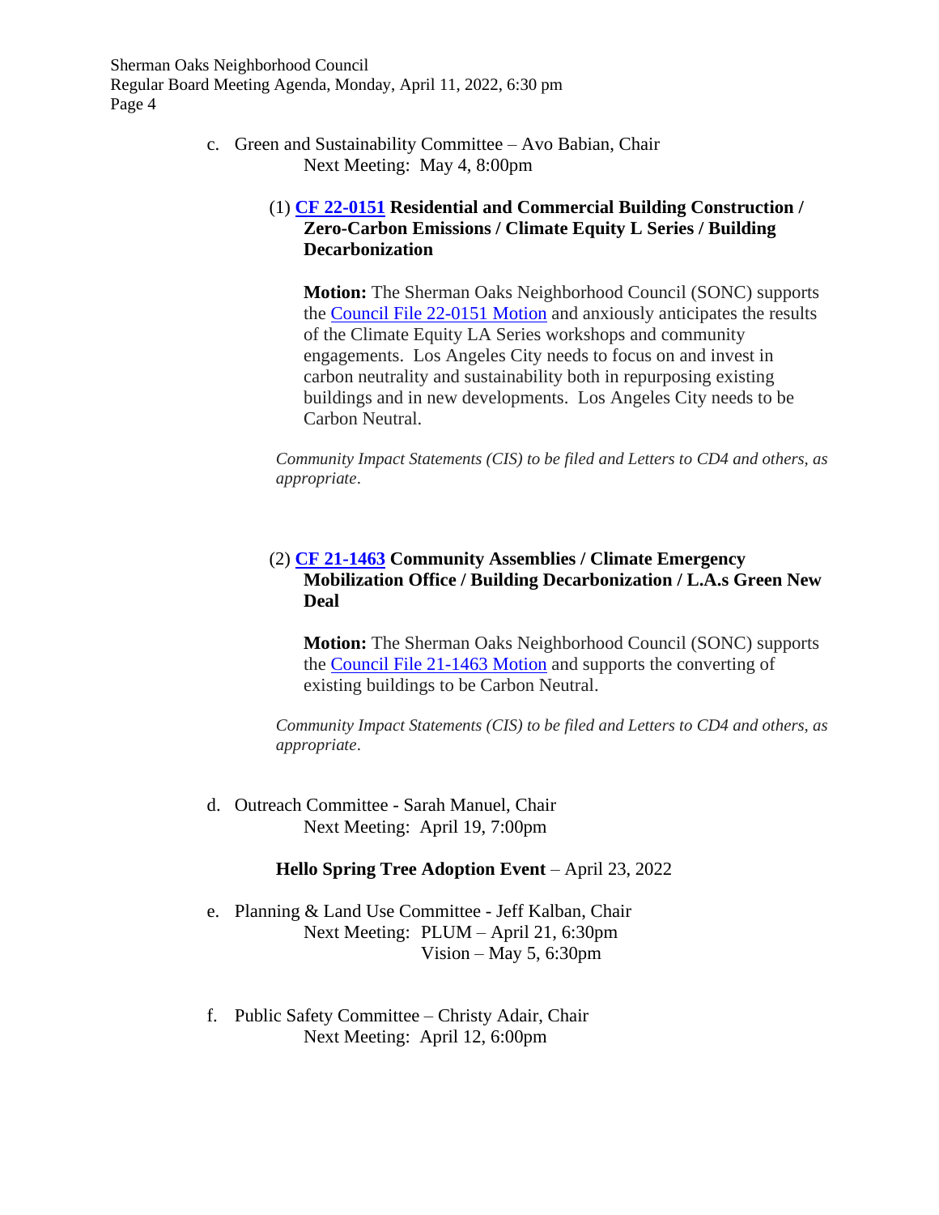c. Green and Sustainability Committee – Avo Babian, Chair
Next Meeting: May 4, 8:00pm

(1) **CF 22-0151 Residential and Commercial Building Construction / Zero-Carbon Emissions / Climate Equity L Series / Building Decarbonization**

**Motion:** The Sherman Oaks Neighborhood Council (SONC) supports the Council File 22-0151 Motion and anxiously anticipates the results of the Climate Equity LA Series workshops and community engagements. Los Angeles City needs to focus on and invest in carbon neutrality and sustainability both in repurposing existing buildings and in new developments. Los Angeles City needs to be Carbon Neutral.

*Community Impact Statements (CIS) to be filed and Letters to CD4 and others, as appropriate.*

(2) **CF 21-1463 Community Assemblies / Climate Emergency Mobilization Office / Building Decarbonization / L.A.s Green New Deal**

**Motion:** The Sherman Oaks Neighborhood Council (SONC) supports the Council File 21-1463 Motion and supports the converting of existing buildings to be Carbon Neutral.

*Community Impact Statements (CIS) to be filed and Letters to CD4 and others, as appropriate.*

d. Outreach Committee - Sarah Manuel, Chair
Next Meeting: April 19, 7:00pm

**Hello Spring Tree Adoption Event** – April 23, 2022

e. Planning & Land Use Committee - Jeff Kalban, Chair
Next Meeting: PLUM – April 21, 6:30pm
Vision – May 5, 6:30pm

f. Public Safety Committee – Christy Adair, Chair
Next Meeting: April 12, 6:00pm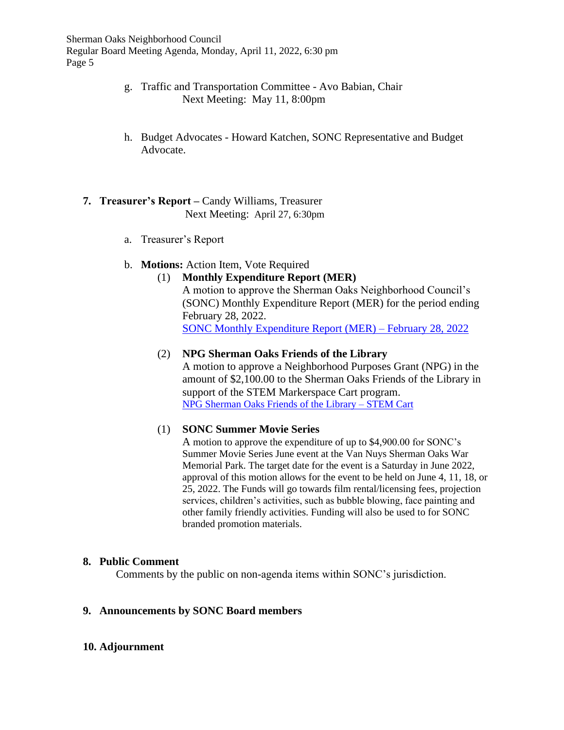g. Traffic and Transportation Committee - Avo Babian, Chair
   Next Meeting: May 11, 8:00pm

h. Budget Advocates - Howard Katchen, SONC Representative and Budget Advocate.

**7. Treasurer's Report** – Candy Williams, Treasurer
   Next Meeting: April 27, 6:30pm

a. Treasurer's Report

b. **Motions:** Action Item, Vote Required

   (1) **Monthly Expenditure Report (MER)**
   A motion to approve the Sherman Oaks Neighborhood Council's (SONC) Monthly Expenditure Report (MER) for the period ending February 28, 2022.
   SONC Monthly Expenditure Report (MER) – February 28, 2022

   (2) **NPG Sherman Oaks Friends of the Library**
   A motion to approve a Neighborhood Purposes Grant (NPG) in the amount of $2,100.00 to the Sherman Oaks Friends of the Library in support of the STEM Markerspace Cart program.
   NPG Sherman Oaks Friends of the Library – STEM Cart

   (1) **SONC Summer Movie Series**
   A motion to approve the expenditure of up to $4,900.00 for SONC's Summer Movie Series June event at the Van Nuys Sherman Oaks War Memorial Park. The target date for the event is a Saturday in June 2022, approval of this motion allows for the event to be held on June 4, 11, 18, or 25, 2022. The Funds will go towards film rental/licensing fees, projection services, children's activities, such as bubble blowing, face painting and other family friendly activities. Funding will also be used to for SONC branded promotion materials.

**8. Public Comment**
Comments by the public on non-agenda items within SONC's jurisdiction.

**9. Announcements by SONC Board members**

**10. Adjournment**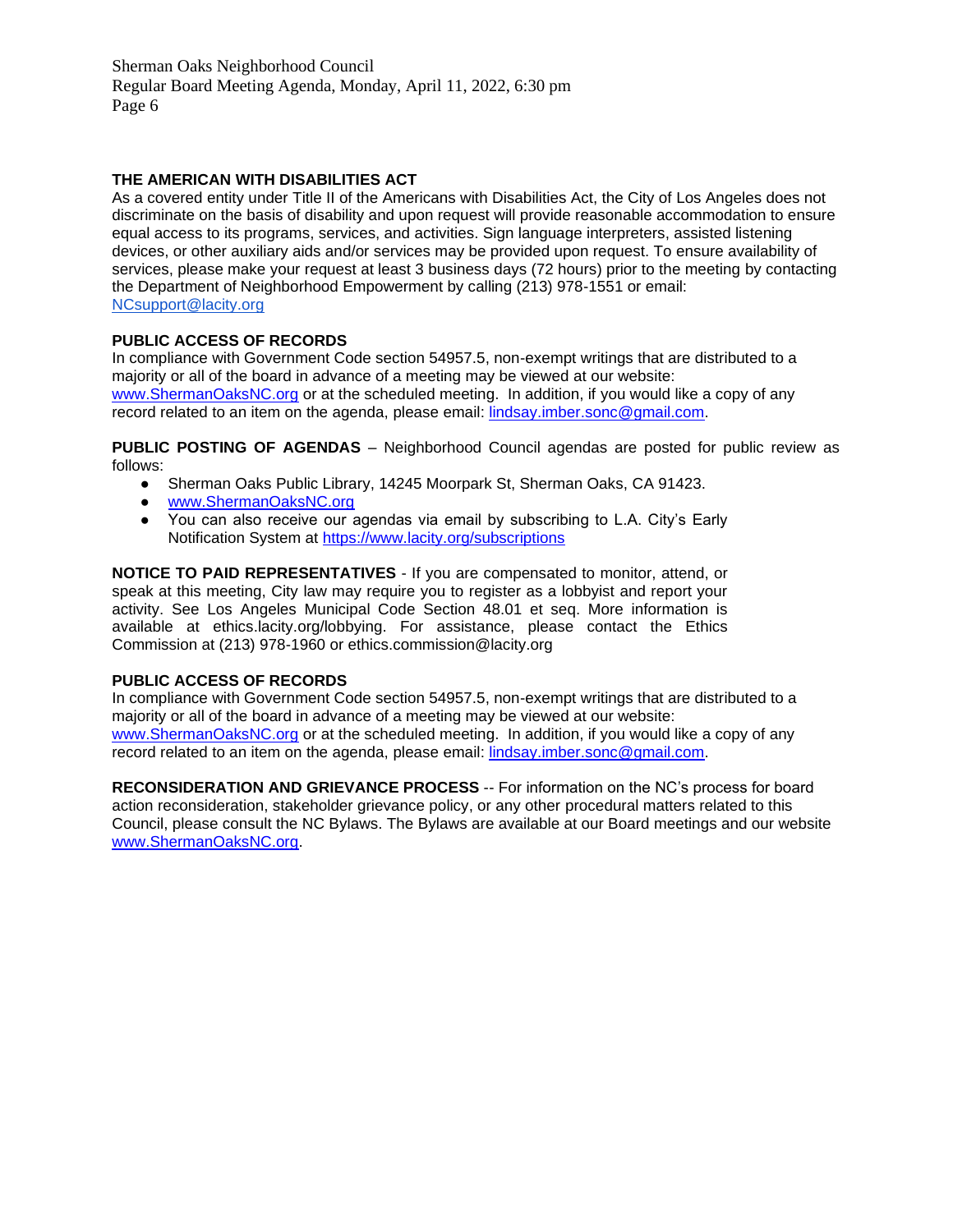**THE AMERICAN WITH DISABILITIES ACT**
As a covered entity under Title II of the Americans with Disabilities Act, the City of Los Angeles does not discriminate on the basis of disability and upon request will provide reasonable accommodation to ensure equal access to its programs, services, and activities. Sign language interpreters, assisted listening devices, or other auxiliary aids and/or services may be provided upon request. To ensure availability of services, please make your request at least 3 business days (72 hours) prior to the meeting by contacting the Department of Neighborhood Empowerment by calling (213) 978-1551 or email: NCsupport@lacity.org

**PUBLIC ACCESS OF RECORDS**
In compliance with Government Code section 54957.5, non-exempt writings that are distributed to a majority or all of the board in advance of a meeting may be viewed at our website: www.ShermanOaksNC.org or at the scheduled meeting. In addition, if you would like a copy of any record related to an item on the agenda, please email: lindsay.imber.sonc@gmail.com.

**PUBLIC POSTING OF AGENDAS** – Neighborhood Council agendas are posted for public review as follows:

- Sherman Oaks Public Library, 14245 Moorpark St, Sherman Oaks, CA 91423.
- www.ShermanOaksNC.org
- You can also receive our agendas via email by subscribing to L.A. City's Early Notification System at https://www.lacity.org/subscriptions

**NOTICE TO PAID REPRESENTATIVES** - If you are compensated to monitor, attend, or speak at this meeting, City law may require you to register as a lobbyist and report your activity. See Los Angeles Municipal Code Section 48.01 et seq. More information is available at ethics.lacity.org/lobbying. For assistance, please contact the Ethics Commission at (213) 978-1960 or ethics.commission@lacity.org

**PUBLIC ACCESS OF RECORDS**
In compliance with Government Code section 54957.5, non-exempt writings that are distributed to a majority or all of the board in advance of a meeting may be viewed at our website: www.ShermanOaksNC.org or at the scheduled meeting. In addition, if you would like a copy of any record related to an item on the agenda, please email: lindsay.imber.sonc@gmail.com.

**RECONSIDERATION AND GRIEVANCE PROCESS** -- For information on the NC's process for board action reconsideration, stakeholder grievance policy, or any other procedural matters related to this Council, please consult the NC Bylaws. The Bylaws are available at our Board meetings and our website www.ShermanOaksNC.org.